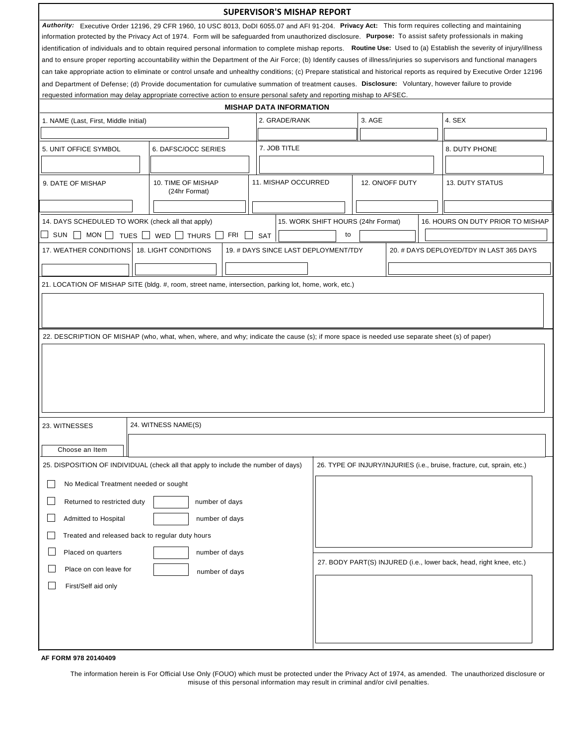# SUPERVISOR'S MISHAP REPORT

***Authority:*** Executive Order 12196, 29 CFR 1960, 10 USC 8013, DoDI 6055.07 and AFI 91-204. **Privacy Act:** This form requires collecting and maintaining information protected by the Privacy Act of 1974. Form will be safeguarded from unauthorized disclosure. **Purpose:** To assist safety professionals in making identification of individuals and to obtain required personal information to complete mishap reports. **Routine Use:** Used to (a) Establish the severity of injury/illness and to ensure proper reporting accountability within the Department of the Air Force; (b) Identify causes of illness/injuries so supervisors and functional managers can take appropriate action to eliminate or control unsafe and unhealthy conditions; (c) Prepare statistical and historical reports as required by Executive Order 12196 and Department of Defense; (d) Provide documentation for cumulative summation of treatment causes. **Disclosure:** Voluntary, however failure to provide requested information may delay appropriate corrective action to ensure personal safety and reporting mishap to AFSEC.

## MISHAP DATA INFORMATION

| 1. NAME (Last, First, Middle Initial) | 2. GRADE/RANK | 3. AGE | 4. SEX |
|---|---|---|---|
| | | | |

| 5. UNIT OFFICE SYMBOL | 6. DAFSC/OCC SERIES | 7. JOB TITLE | 8. DUTY PHONE |
|---|---|---|---|
| | | | |

| 9. DATE OF MISHAP | 10. TIME OF MISHAP (24hr Format) | 11. MISHAP OCCURRED | 12. ON/OFF DUTY | 13. DUTY STATUS |
|---|---|---|---|---|
| | | | | |

| 14. DAYS SCHEDULED TO WORK (check all that apply) | 15. WORK SHIFT HOURS (24hr Format) | 16. HOURS ON DUTY PRIOR TO MISHAP |
|---|---|---|
| ☐ SUN ☐ MON ☐ TUES ☐ WED ☐ THURS ☐ FRI ☐ SAT | to | |

| 17. WEATHER CONDITIONS | 18. LIGHT CONDITIONS | 19. # DAYS SINCE LAST DEPLOYMENT/TDY | 20. # DAYS DEPLOYED/TDY IN LAST 365 DAYS |
|---|---|---|---|
| | | | |

21. LOCATION OF MISHAP SITE (bldg. #, room, street name, intersection, parking lot, home, work, etc.)

22. DESCRIPTION OF MISHAP (who, what, when, where, and why; indicate the cause (s); if more space is needed use separate sheet (s) of paper)

| 23. WITNESSES | 24. WITNESS NAME(S) |
|---|---|
| Choose an Item | |

25. DISPOSITION OF INDIVIDUAL (check all that apply to include the number of days)

- ☐ No Medical Treatment needed or sought
- ☐ Returned to restricted duty ____ number of days
- ☐ Admitted to Hospital ____ number of days
- ☐ Treated and released back to regular duty hours
- ☐ Placed on quarters ____ number of days
- ☐ Place on con leave for ____ number of days
- ☐ First/Self aid only

26. TYPE OF INJURY/INJURIES (i.e., bruise, fracture, cut, sprain, etc.)

27. BODY PART(S) INJURED (i.e., lower back, head, right knee, etc.)

**AF FORM 978 20140409**

The information herein is For Official Use Only (FOUO) which must be protected under the Privacy Act of 1974, as amended. The unauthorized disclosure or misuse of this personal information may result in criminal and/or civil penalties.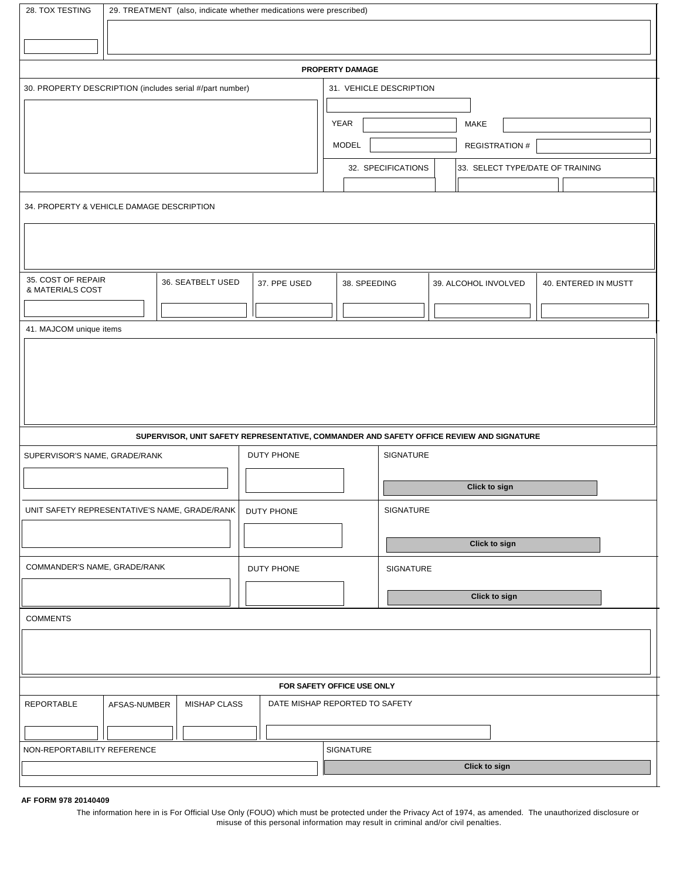| 28. TOX TESTING | 29. TREATMENT (also, indicate whether medications were prescribed) |
|---|---|
| | |

## PROPERTY DAMAGE

| 30. PROPERTY DESCRIPTION (includes serial #/part number) | 31. VEHICLE DESCRIPTION |
|---|---|
| | |
| | YEAR: MAKE: |
| | MODEL: REGISTRATION #: |
| | 32. SPECIFICATIONS / 33. SELECT TYPE/DATE OF TRAINING |

34. PROPERTY & VEHICLE DAMAGE DESCRIPTION

| 35. COST OF REPAIR & MATERIALS COST | 36. SEATBELT USED | 37. PPE USED | 38. SPEEDING | 39. ALCOHOL INVOLVED | 40. ENTERED IN MUSTT |
|---|---|---|---|---|---|
| | | | | | |

41. MAJCOM unique items

## SUPERVISOR, UNIT SAFETY REPRESENTATIVE, COMMANDER AND SAFETY OFFICE REVIEW AND SIGNATURE

| NAME, GRADE/RANK | DUTY PHONE | SIGNATURE |
|---|---|---|
| SUPERVISOR'S NAME, GRADE/RANK | DUTY PHONE | SIGNATURE: Click to sign |
| UNIT SAFETY REPRESENTATIVE'S NAME, GRADE/RANK | DUTY PHONE | SIGNATURE: Click to sign |
| COMMANDER'S NAME, GRADE/RANK | DUTY PHONE | SIGNATURE: Click to sign |

COMMENTS

## FOR SAFETY OFFICE USE ONLY

| REPORTABLE | AFSAS-NUMBER | MISHAP CLASS | DATE MISHAP REPORTED TO SAFETY |
|---|---|---|---|
| | | | |

| NON-REPORTABILITY REFERENCE | SIGNATURE |
|---|---|
| | Click to sign |

**AF FORM 978 20140409**

The information here in is For Official Use Only (FOUO) which must be protected under the Privacy Act of 1974, as amended. The unauthorized disclosure or misuse of this personal information may result in criminal and/or civil penalties.